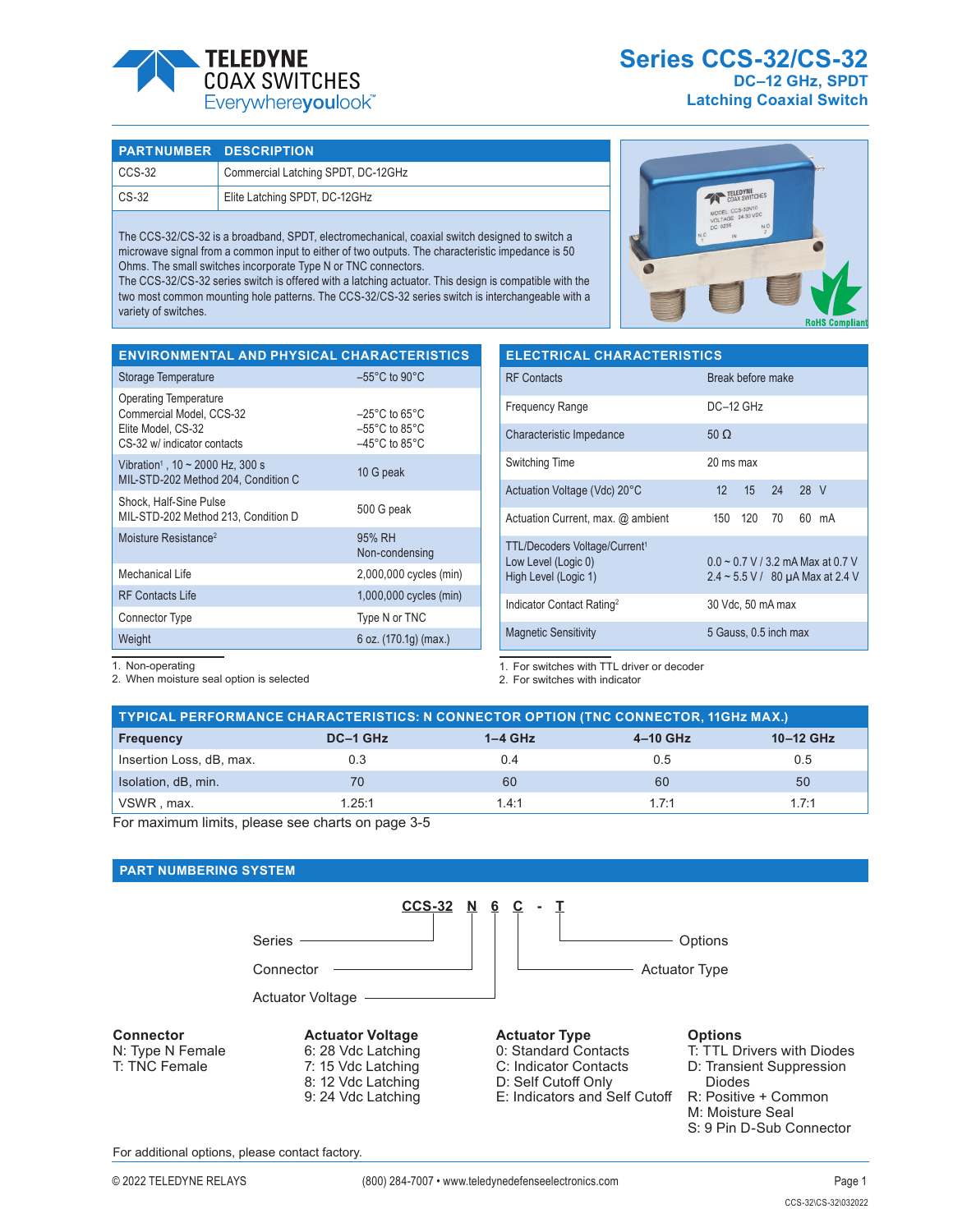# Series CCS-32/CS-32

## DC–12 GHz, SPDT
## Latching Coaxial Switch

| PARTNUMBER | DESCRIPTION |
|---|---|
| CCS-32 | Commercial Latching SPDT, DC-12GHz |
| CS-32 | Elite Latching SPDT, DC-12GHz |

The CCS-32/CS-32 is a broadband, SPDT, electromechanical, coaxial switch designed to switch a microwave signal from a common input to either of two outputs. The characteristic impedance is 50 Ohms. The small switches incorporate Type N or TNC connectors.
The CCS-32/CS-32 series switch is offered with a latching actuator. This design is compatible with the two most common mounting hole patterns. The CCS-32/CS-32 series switch is interchangeable with a variety of switches.

RoHS Compliant

## ENVIRONMENTAL AND PHYSICAL CHARACTERISTICS

| | |
|---|---|
| Storage Temperature | –55°C to 90°C |
| Operating Temperature<br>Commercial Model, CCS-32<br>Elite Model, CS-32<br>CS-32 w/ indicator contacts | <br>–25°C to 65°C<br>–55°C to 85°C<br>–45°C to 85°C |
| Vibration[1], 10 ~ 2000 Hz, 300 s<br>MIL-STD-202 Method 204, Condition C | 10 G peak |
| Shock, Half-Sine Pulse<br>MIL-STD-202 Method 213, Condition D | 500 G peak |
| Moisture Resistance[2] | 95% RH<br>Non-condensing |
| Mechanical Life | 2,000,000 cycles (min) |
| RF Contacts Life | 1,000,000 cycles (min) |
| Connector Type | Type N or TNC |
| Weight | 6 oz. (170.1g) (max.) |

1. Non-operating
2. When moisture seal option is selected

## ELECTRICAL CHARACTERISTICS

| | |
|---|---|
| RF Contacts | Break before make |
| Frequency Range | DC–12 GHz |
| Characteristic Impedance | 50 Ω |
| Switching Time | 20 ms max |
| Actuation Voltage (Vdc) 20°C | 12 15 24 28 V |
| Actuation Current, max. @ ambient | 150 120 70 60 mA |
| TTL/Decoders Voltage/Current[1]<br>Low Level (Logic 0)<br>High Level (Logic 1) | <br>0.0 ~ 0.7 V / 3.2 mA Max at 0.7 V<br>2.4 ~ 5.5 V / 80 µA Max at 2.4 V |
| Indicator Contact Rating[2] | 30 Vdc, 50 mA max |
| Magnetic Sensitivity | 5 Gauss, 0.5 inch max |

1. For switches with TTL driver or decoder
2. For switches with indicator

## TYPICAL PERFORMANCE CHARACTERISTICS: N CONNECTOR OPTION (TNC CONNECTOR, 11GHz MAX.)

| Frequency | DC–1 GHz | 1–4 GHz | 4–10 GHz | 10–12 GHz |
|---|---|---|---|---|
| Insertion Loss, dB, max. | 0.3 | 0.4 | 0.5 | 0.5 |
| Isolation, dB, min. | 70 | 60 | 60 | 50 |
| VSWR , max. | 1.25:1 | 1.4:1 | 1.7:1 | 1.7:1 |

For maximum limits, please see charts on page 3-5

## PART NUMBERING SYSTEM

**CCS-32 N 6 C - T**

- Series: CCS-32
- Connector: N
- Actuator Voltage: 6
- Actuator Type: C
- Options: T

**Connector**
N: Type N Female
T: TNC Female

**Actuator Voltage**
6: 28 Vdc Latching
7: 15 Vdc Latching
8: 12 Vdc Latching
9: 24 Vdc Latching

**Actuator Type**
0: Standard Contacts
C: Indicator Contacts
D: Self Cutoff Only
E: Indicators and Self Cutoff

**Options**
T: TTL Drivers with Diodes
D: Transient Suppression Diodes
R: Positive + Common
M: Moisture Seal
S: 9 Pin D-Sub Connector

For additional options, please contact factory.

© 2022 TELEDYNE RELAYS (800) 284-7007 • www.teledynedefenseelectronics.com

CCS-32\CS-32\032022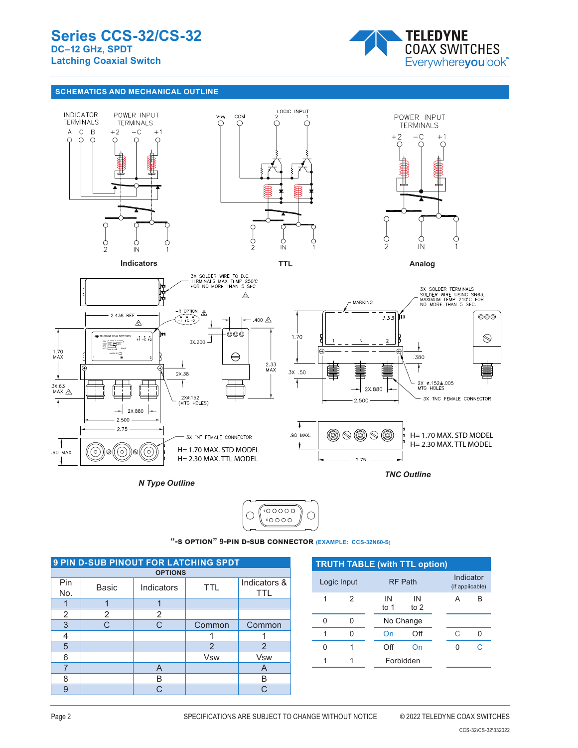## SCHEMATICS AND MECHANICAL OUTLINE

INDICATOR TERMINALS A C B — POWER INPUT TERMINALS +2 −C +1

**Indicators**

Vsw COM LOGIC INPUT 2 1

**TTL**

POWER INPUT TERMINALS +2 −C +1

**Analog**

3X SOLDER WIRE TO D.C. TERMINALS MAX TEMP 250°C FOR NO MORE THAN 5 SEC

2.438 REF — R OPTION — .400 — 3X.200 — 1.70 MAX — 2.33 MAX — 2X.38 — 3X.63 MAX — 2Xø.152 (MTG HOLES) — 2X.880 — 2.500 — 2.75 — .90 MAX

3X "N" FEMALE CONNECTOR

H= 1.70 MAX. STD MODEL
H= 2.30 MAX. TTL MODEL

*N Type Outline*

MARKING — 3X SOLDER TERMINALS SOLDER WIRE USING SN63, MAXIMUM TEMP 210°C FOR NO MORE THAN 5 SEC. — 1.70 — .380 — 3X .50 — 2X ø.152±.005 MTG HOLES — 2X.880 — 2.500 — 3X TNC FEMALE CONNECTOR — .90 MAX. — 2.75

H= 1.70 MAX. STD MODEL
H= 2.30 MAX. TTL MODEL

*TNC Outline*

**"-S OPTION" 9-PIN D-SUB CONNECTOR** (EXAMPLE: CCS-32N60-S)

### 9 PIN D-SUB PINOUT FOR LATCHING SPDT

| Pin No. | OPTIONS | | | |
|---|---|---|---|---|
| | Basic | Indicators | TTL | Indicators & TTL |
| 1 | 1 | 1 | | |
| 2 | 2 | 2 | | |
| 3 | C | C | Common | Common |
| 4 | | | 1 | 1 |
| 5 | | | 2 | 2 |
| 6 | | | Vsw | Vsw |
| 7 | | A | | A |
| 8 | | B | | B |
| 9 | | C | | C |

### TRUTH TABLE (with TTL option)

| Logic Input | | RF Path | | Indicator (if applicable) | |
|---|---|---|---|---|---|
| 1 | 2 | IN to 1 | IN to 2 | A | B |
| 0 | 0 | No Change | | | |
| 1 | 0 | On | Off | C | 0 |
| 0 | 1 | Off | On | 0 | C |
| 1 | 1 | Forbidden | | | |

SPECIFICATIONS ARE SUBJECT TO CHANGE WITHOUT NOTICE

© 2022 TELEDYNE COAX SWITCHES

CCS-32\CS-32\032022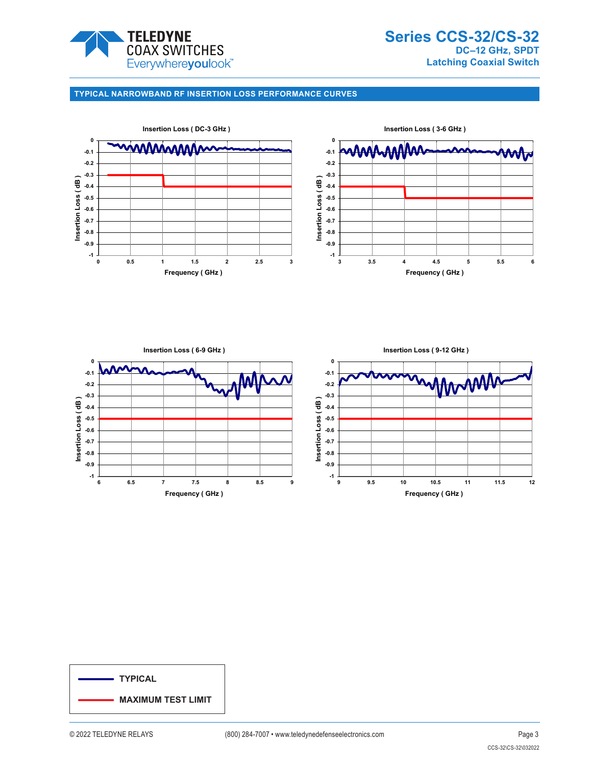## TYPICAL NARROWBAND RF INSERTION LOSS PERFORMANCE CURVES

**Insertion Loss ( DC-3 GHz )**

Insertion Loss ( dB ): 0, -0.1, -0.2, -0.3, -0.4, -0.5, -0.6, -0.7, -0.8, -0.9, -1

Frequency ( GHz ): 0, 0.5, 1, 1.5, 2, 2.5, 3

**Insertion Loss ( 3-6 GHz )**

Insertion Loss ( dB ): 0, -0.1, -0.2, -0.3, -0.4, -0.5, -0.6, -0.7, -0.8, -0.9, -1

Frequency ( GHz ): 3, 3.5, 4, 4.5, 5, 5.5, 6

**Insertion Loss ( 6-9 GHz )**

Insertion Loss ( dB ): 0, -0.1, -0.2, -0.3, -0.4, -0.5, -0.6, -0.7, -0.8, -0.9, -1

Frequency ( GHz ): 6, 6.5, 7, 7.5, 8, 8.5, 9

**Insertion Loss ( 9-12 GHz )**

Insertion Loss ( dB ): 0, -0.1, -0.2, -0.3, -0.4, -0.5, -0.6, -0.7, -0.8, -0.9, -1

Frequency ( GHz ): 9, 9.5, 10, 10.5, 11, 11.5, 12

**TYPICAL**

**MAXIMUM TEST LIMIT**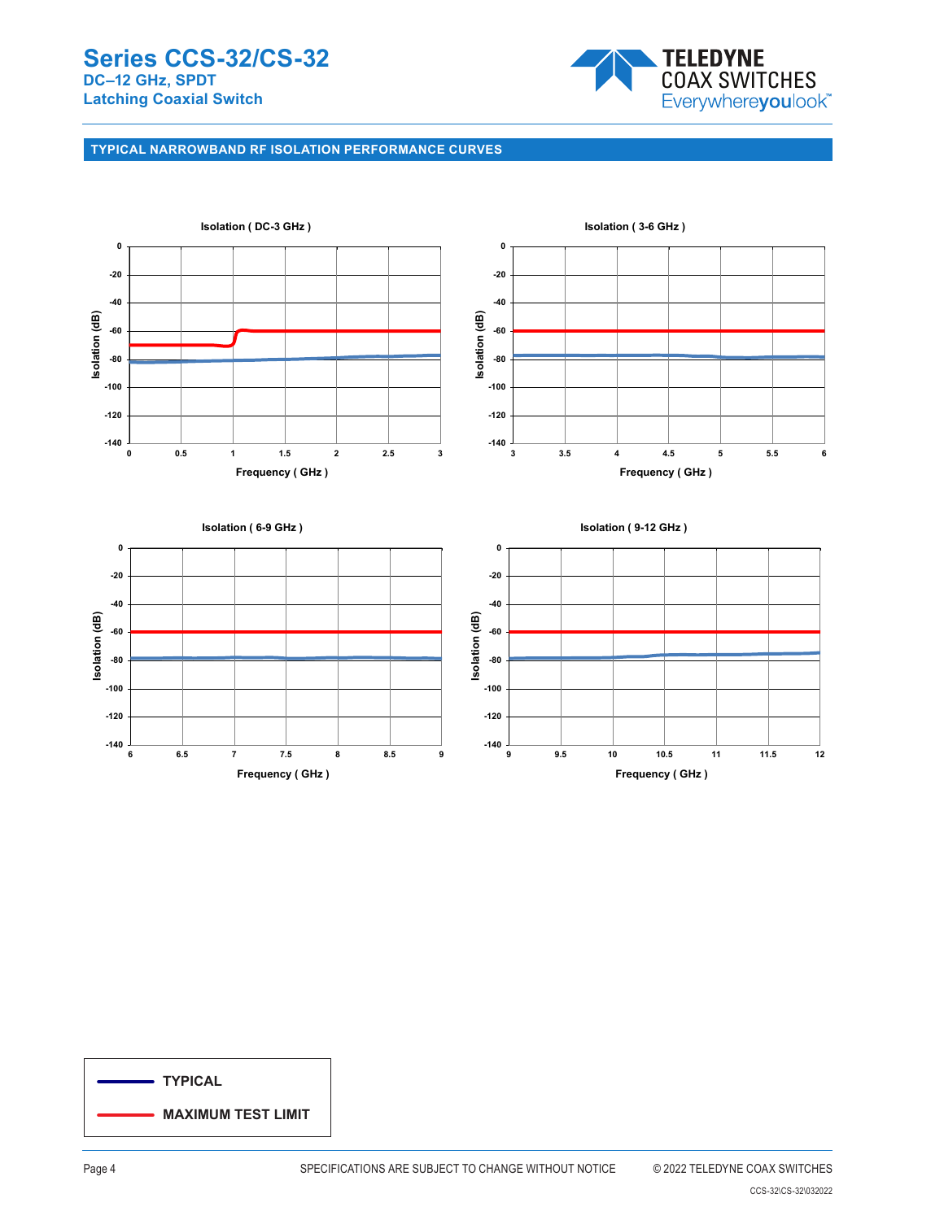## TYPICAL NARROWBAND RF ISOLATION PERFORMANCE CURVES

Isolation ( DC-3 GHz )

Isolation ( 3-6 GHz )

Isolation ( 6-9 GHz )

Isolation ( 9-12 GHz )

TYPICAL

MAXIMUM TEST LIMIT

SPECIFICATIONS ARE SUBJECT TO CHANGE WITHOUT NOTICE

© 2022 TELEDYNE COAX SWITCHES

CCS-32\CS-32\032022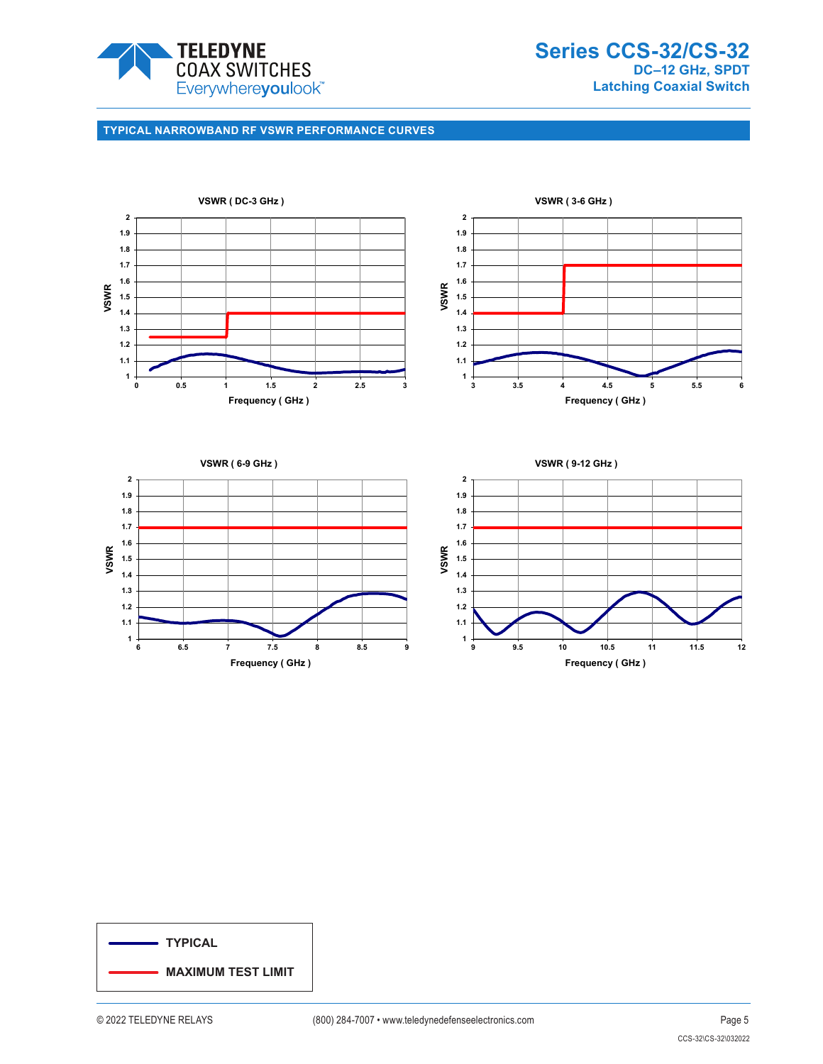## TYPICAL NARROWBAND RF VSWR PERFORMANCE CURVES

VSWR ( DC-3 GHz )

VSWR ( 3-6 GHz )

VSWR ( 6-9 GHz )

VSWR ( 9-12 GHz )

| | |
|---|---|
| TYPICAL | |
| MAXIMUM TEST LIMIT | |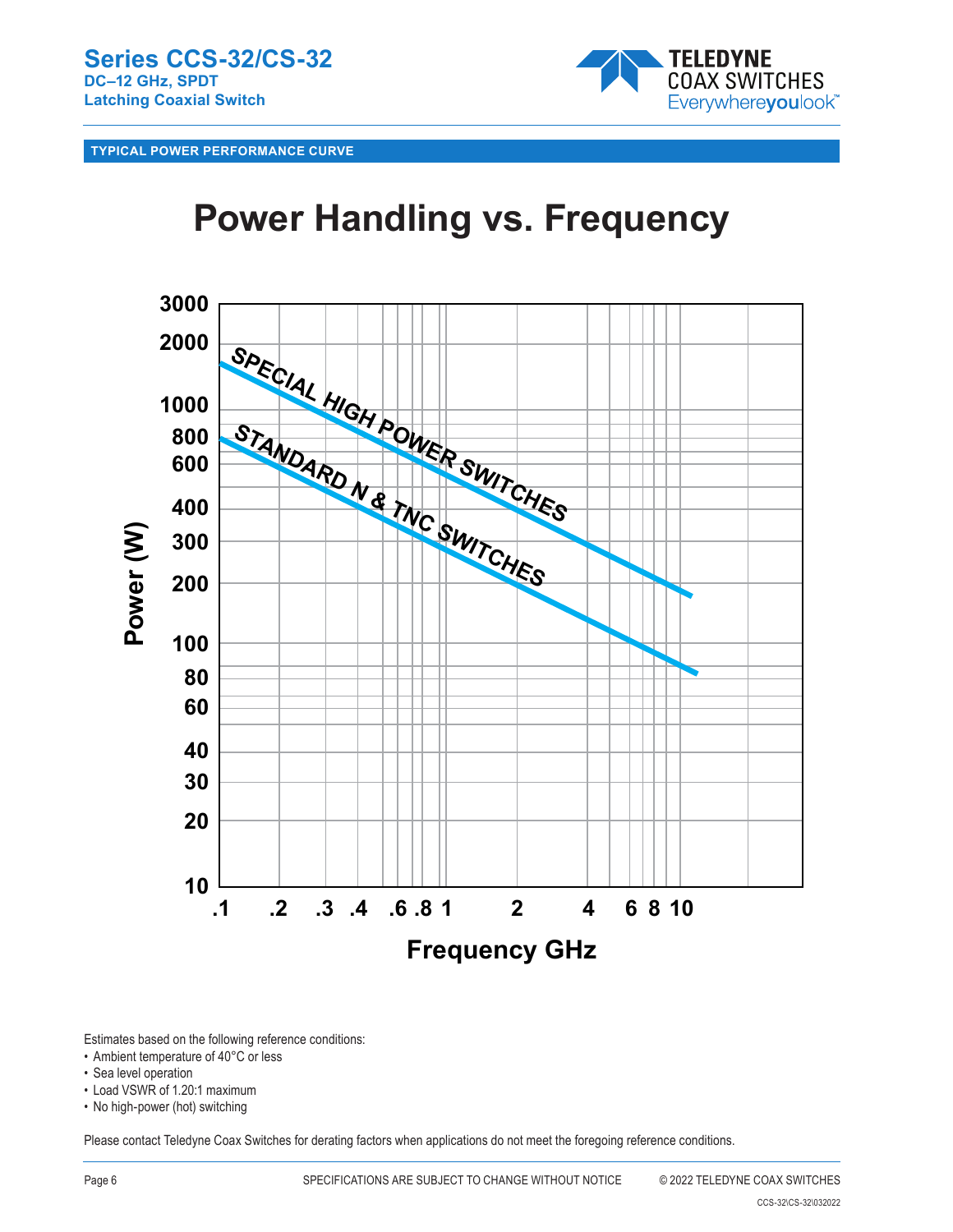## TYPICAL POWER PERFORMANCE CURVE

# Power Handling vs. Frequency

Power (W)

3000, 2000, 1000, 800, 600, 400, 300, 200, 100, 80, 60, 40, 30, 20, 10

SPECIAL HIGH POWER SWITCHES

STANDARD N & TNC SWITCHES

.1 .2 .3 .4 .6 .8 1 2 4 6 8 10

Frequency GHz

Estimates based on the following reference conditions:

- Ambient temperature of 40°C or less
- Sea level operation
- Load VSWR of 1.20:1 maximum
- No high-power (hot) switching

Please contact Teledyne Coax Switches for derating factors when applications do not meet the foregoing reference conditions.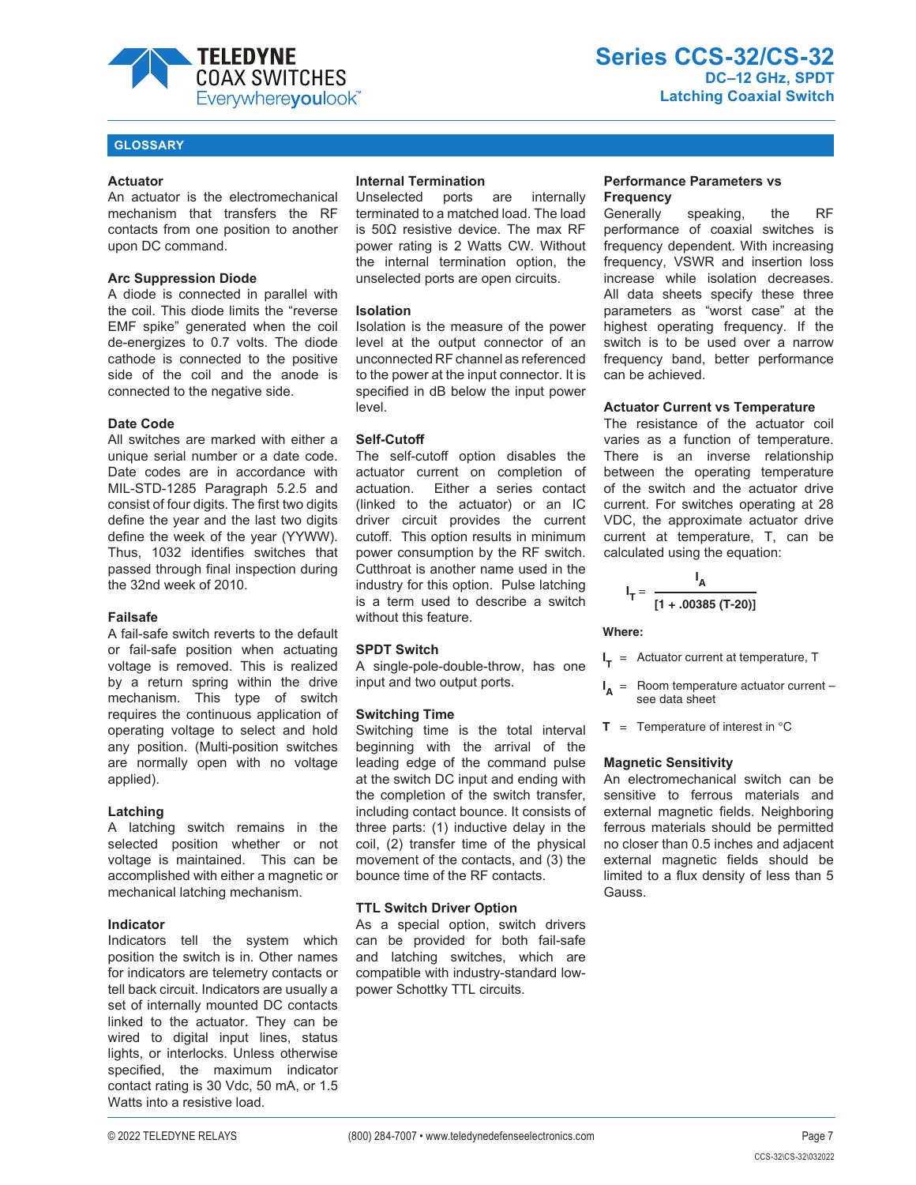## GLOSSARY

### Actuator

An actuator is the electromechanical mechanism that transfers the RF contacts from one position to another upon DC command.

### Arc Suppression Diode

A diode is connected in parallel with the coil. This diode limits the “reverse EMF spike” generated when the coil de-energizes to 0.7 volts. The diode cathode is connected to the positive side of the coil and the anode is connected to the negative side.

### Date Code

All switches are marked with either a unique serial number or a date code. Date codes are in accordance with MIL-STD-1285 Paragraph 5.2.5 and consist of four digits. The first two digits define the year and the last two digits define the week of the year (YYWW). Thus, 1032 identifies switches that passed through final inspection during the 32nd week of 2010.

### Failsafe

A fail-safe switch reverts to the default or fail-safe position when actuating voltage is removed. This is realized by a return spring within the drive mechanism. This type of switch requires the continuous application of operating voltage to select and hold any position. (Multi-position switches are normally open with no voltage applied).

### Latching

A latching switch remains in the selected position whether or not voltage is maintained. This can be accomplished with either a magnetic or mechanical latching mechanism.

### Indicator

Indicators tell the system which position the switch is in. Other names for indicators are telemetry contacts or tell back circuit. Indicators are usually a set of internally mounted DC contacts linked to the actuator. They can be wired to digital input lines, status lights, or interlocks. Unless otherwise specified, the maximum indicator contact rating is 30 Vdc, 50 mA, or 1.5 Watts into a resistive load.

### Internal Termination

Unselected ports are internally terminated to a matched load. The load is 50Ω resistive device. The max RF power rating is 2 Watts CW. Without the internal termination option, the unselected ports are open circuits.

### Isolation

Isolation is the measure of the power level at the output connector of an unconnected RF channel as referenced to the power at the input connector. It is specified in dB below the input power level.

### Self-Cutoff

The self-cutoff option disables the actuator current on completion of actuation. Either a series contact (linked to the actuator) or an IC driver circuit provides the current cutoff. This option results in minimum power consumption by the RF switch. Cutthroat is another name used in the industry for this option. Pulse latching is a term used to describe a switch without this feature.

### SPDT Switch

A single-pole-double-throw, has one input and two output ports.

### Switching Time

Switching time is the total interval beginning with the arrival of the leading edge of the command pulse at the switch DC input and ending with the completion of the switch transfer, including contact bounce. It consists of three parts: (1) inductive delay in the coil, (2) transfer time of the physical movement of the contacts, and (3) the bounce time of the RF contacts.

### TTL Switch Driver Option

As a special option, switch drivers can be provided for both fail-safe and latching switches, which are compatible with industry-standard low-power Schottky TTL circuits.

### Performance Parameters vs Frequency

Generally speaking, the RF performance of coaxial switches is frequency dependent. With increasing frequency, VSWR and insertion loss increase while isolation decreases. All data sheets specify these three parameters as “worst case” at the highest operating frequency. If the switch is to be used over a narrow frequency band, better performance can be achieved.

### Actuator Current vs Temperature

The resistance of the actuator coil varies as a function of temperature. There is an inverse relationship between the operating temperature of the switch and the actuator drive current. For switches operating at 28 VDC, the approximate actuator drive current at temperature, T, can be calculated using the equation:

$$I_T = \frac{I_A}{[1 + .00385\,(T-20)]}$$

**Where:**

- $I_T$ = Actuator current at temperature, T
- $I_A$ = Room temperature actuator current – see data sheet
- $T$ = Temperature of interest in °C

### Magnetic Sensitivity

An electromechanical switch can be sensitive to ferrous materials and external magnetic fields. Neighboring ferrous materials should be permitted no closer than 0.5 inches and adjacent external magnetic fields should be limited to a flux density of less than 5 Gauss.